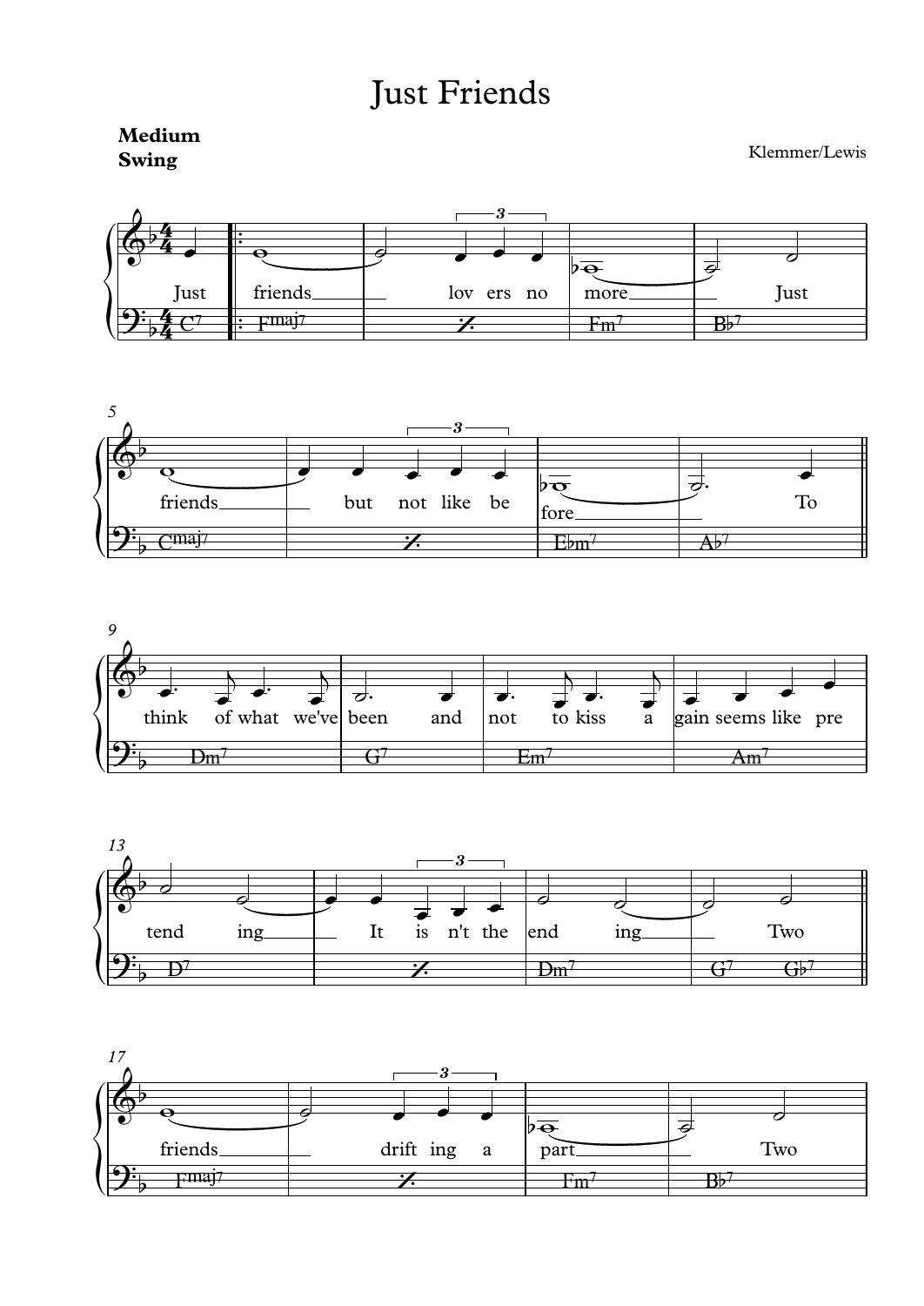# Just Friends

**Medium Swing**

Klemmer/Lewis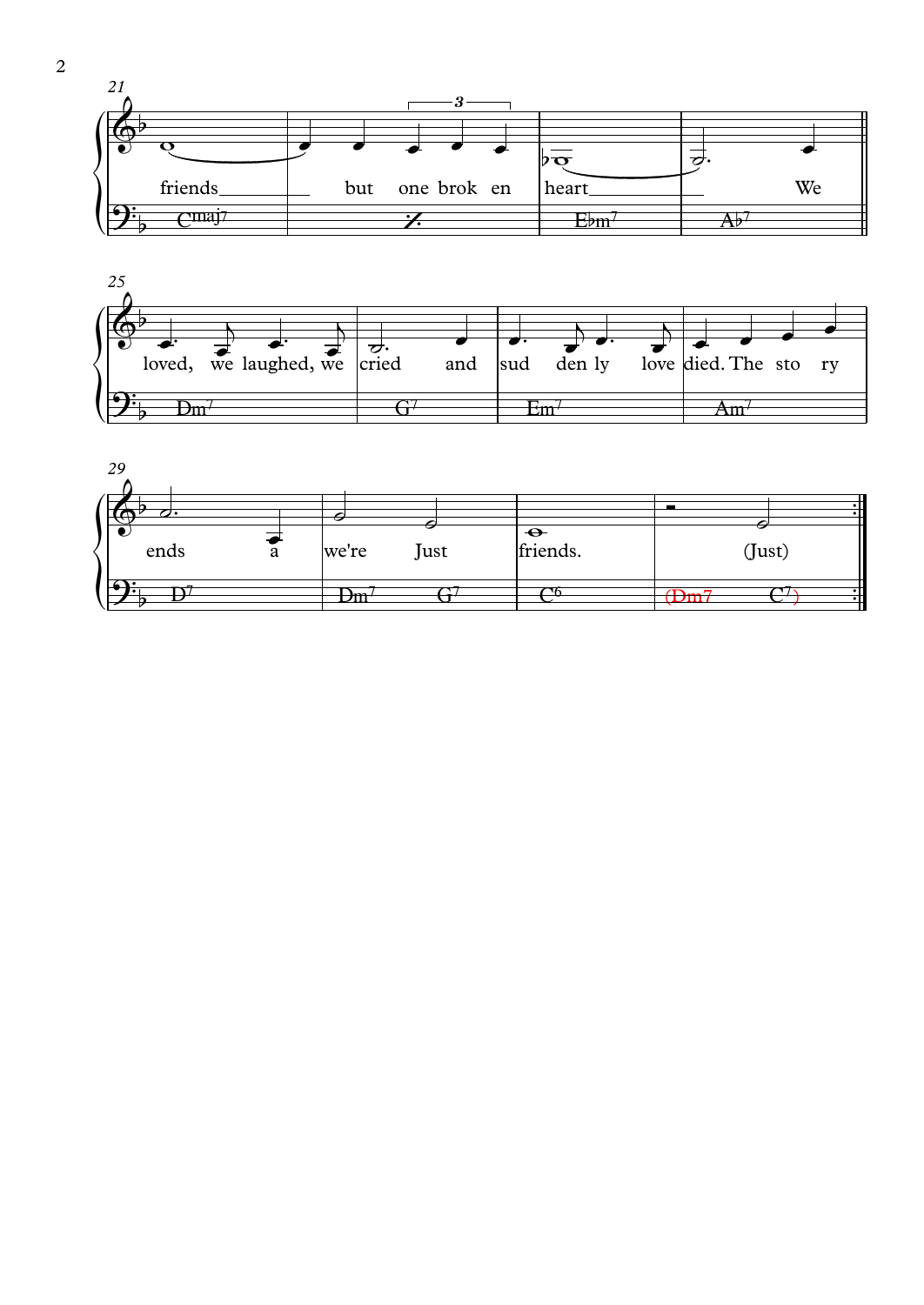21

friends but one brok en heart We

Cmaj7 ⁒ E♭m7 A♭7

25

loved, we laughed, we cried and sud den ly love died. The sto ry

Dm7 G7 Em7 Am7

29

ends a we're Just friends. (Just)

D7 Dm7 G7 C6 (Dm7 C7)